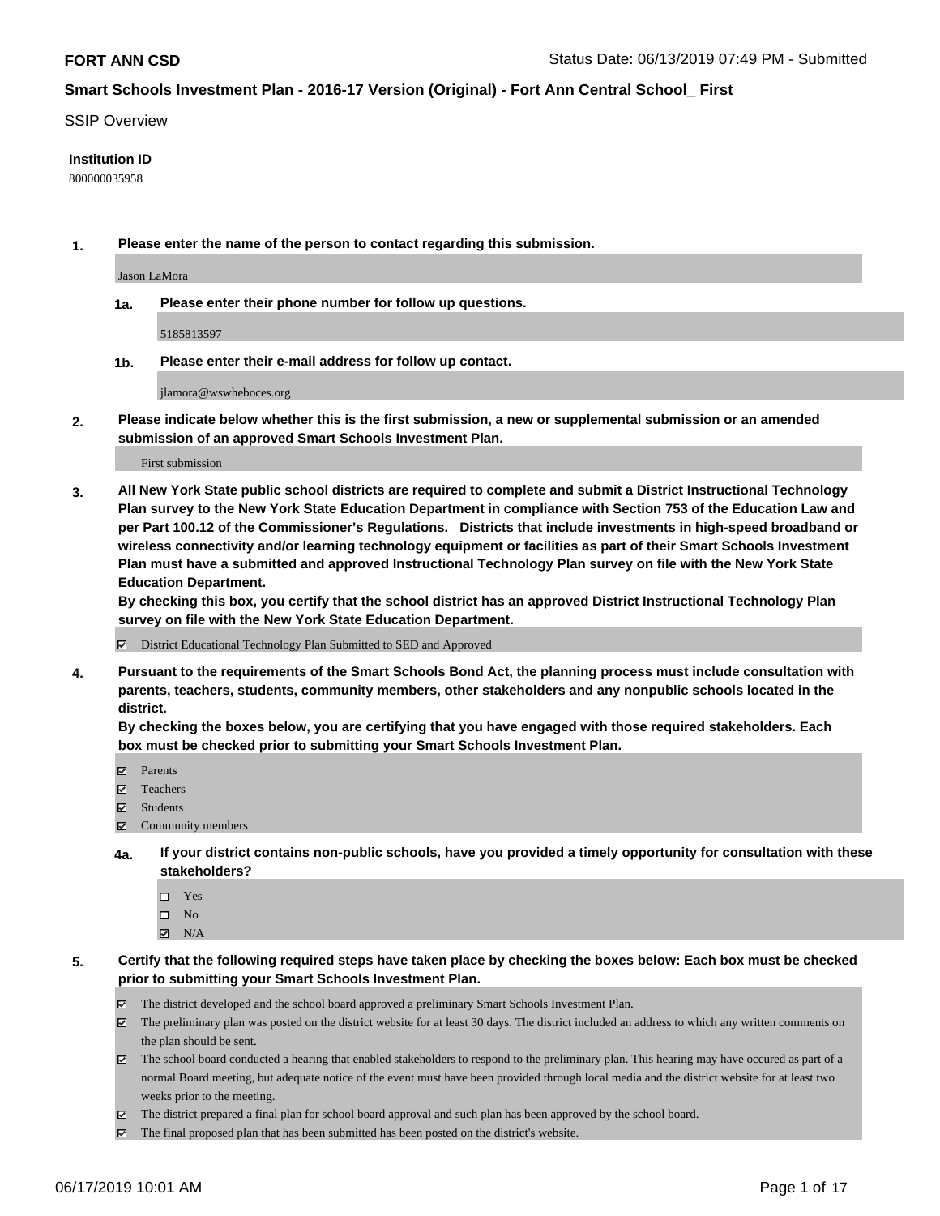**FORT ANN CSD** Status Date: 06/13/2019 07:49 PM - Submitted

**Smart Schools Investment Plan - 2016-17 Version (Original) - Fort Ann Central School_ First**

SSIP Overview

**Institution ID**

800000035958

**1. Please enter the name of the person to contact regarding this submission.**

Jason LaMora

**1a. Please enter their phone number for follow up questions.**

5185813597

**1b. Please enter their e-mail address for follow up contact.**

jlamora@wswheboces.org

**2. Please indicate below whether this is the first submission, a new or supplemental submission or an amended submission of an approved Smart Schools Investment Plan.**

First submission

**3. All New York State public school districts are required to complete and submit a District Instructional Technology Plan survey to the New York State Education Department in compliance with Section 753 of the Education Law and per Part 100.12 of the Commissioner's Regulations. Districts that include investments in high-speed broadband or wireless connectivity and/or learning technology equipment or facilities as part of their Smart Schools Investment Plan must have a submitted and approved Instructional Technology Plan survey on file with the New York State Education Department.**
**By checking this box, you certify that the school district has an approved District Instructional Technology Plan survey on file with the New York State Education Department.**

☑ District Educational Technology Plan Submitted to SED and Approved

**4. Pursuant to the requirements of the Smart Schools Bond Act, the planning process must include consultation with parents, teachers, students, community members, other stakeholders and any nonpublic schools located in the district.**
**By checking the boxes below, you are certifying that you have engaged with those required stakeholders. Each box must be checked prior to submitting your Smart Schools Investment Plan.**

☑ Parents
☑ Teachers
☑ Students
☑ Community members

**4a. If your district contains non-public schools, have you provided a timely opportunity for consultation with these stakeholders?**

☐ Yes
☐ No
☑ N/A

**5. Certify that the following required steps have taken place by checking the boxes below: Each box must be checked prior to submitting your Smart Schools Investment Plan.**

☑ The district developed and the school board approved a preliminary Smart Schools Investment Plan.
☑ The preliminary plan was posted on the district website for at least 30 days. The district included an address to which any written comments on the plan should be sent.
☑ The school board conducted a hearing that enabled stakeholders to respond to the preliminary plan. This hearing may have occured as part of a normal Board meeting, but adequate notice of the event must have been provided through local media and the district website for at least two weeks prior to the meeting.
☑ The district prepared a final plan for school board approval and such plan has been approved by the school board.
☑ The final proposed plan that has been submitted has been posted on the district's website.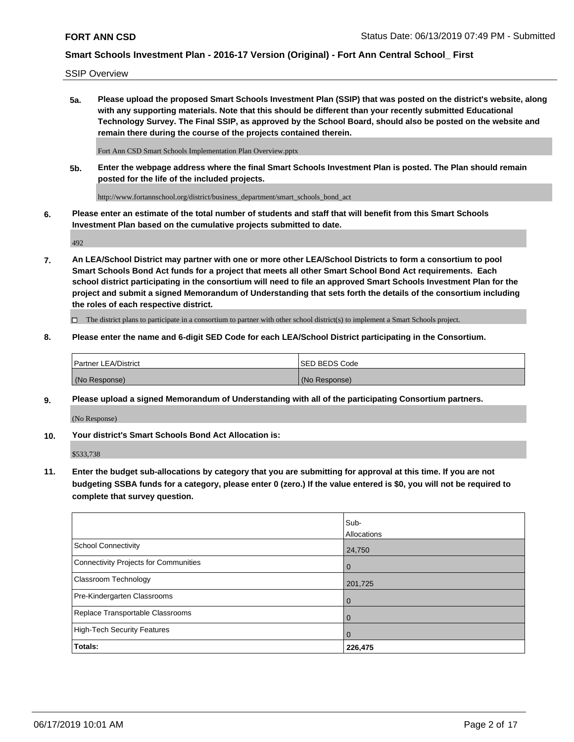SSIP Overview

**5a. Please upload the proposed Smart Schools Investment Plan (SSIP) that was posted on the district's website, along with any supporting materials. Note that this should be different than your recently submitted Educational Technology Survey. The Final SSIP, as approved by the School Board, should also be posted on the website and remain there during the course of the projects contained therein.**

Fort Ann CSD Smart Schools Implementation Plan Overview.pptx

**5b. Enter the webpage address where the final Smart Schools Investment Plan is posted. The Plan should remain posted for the life of the included projects.**

http://www.fortannschool.org/district/business_department/smart_schools_bond_act

**6. Please enter an estimate of the total number of students and staff that will benefit from this Smart Schools Investment Plan based on the cumulative projects submitted to date.**

492

**7. An LEA/School District may partner with one or more other LEA/School Districts to form a consortium to pool Smart Schools Bond Act funds for a project that meets all other Smart School Bond Act requirements. Each school district participating in the consortium will need to file an approved Smart Schools Investment Plan for the project and submit a signed Memorandum of Understanding that sets forth the details of the consortium including the roles of each respective district.**

☐ The district plans to participate in a consortium to partner with other school district(s) to implement a Smart Schools project.

**8. Please enter the name and 6-digit SED Code for each LEA/School District participating in the Consortium.**

| Partner LEA/District | SED BEDS Code |
|---|---|
| (No Response) | (No Response) |

**9. Please upload a signed Memorandum of Understanding with all of the participating Consortium partners.**

(No Response)

**10. Your district's Smart Schools Bond Act Allocation is:**

$533,738

**11. Enter the budget sub-allocations by category that you are submitting for approval at this time. If you are not budgeting SSBA funds for a category, please enter 0 (zero.) If the value entered is $0, you will not be required to complete that survey question.**

| | Sub-Allocations |
|---|---|
| School Connectivity | 24,750 |
| Connectivity Projects for Communities | 0 |
| Classroom Technology | 201,725 |
| Pre-Kindergarten Classrooms | 0 |
| Replace Transportable Classrooms | 0 |
| High-Tech Security Features | 0 |
| **Totals:** | **226,475** |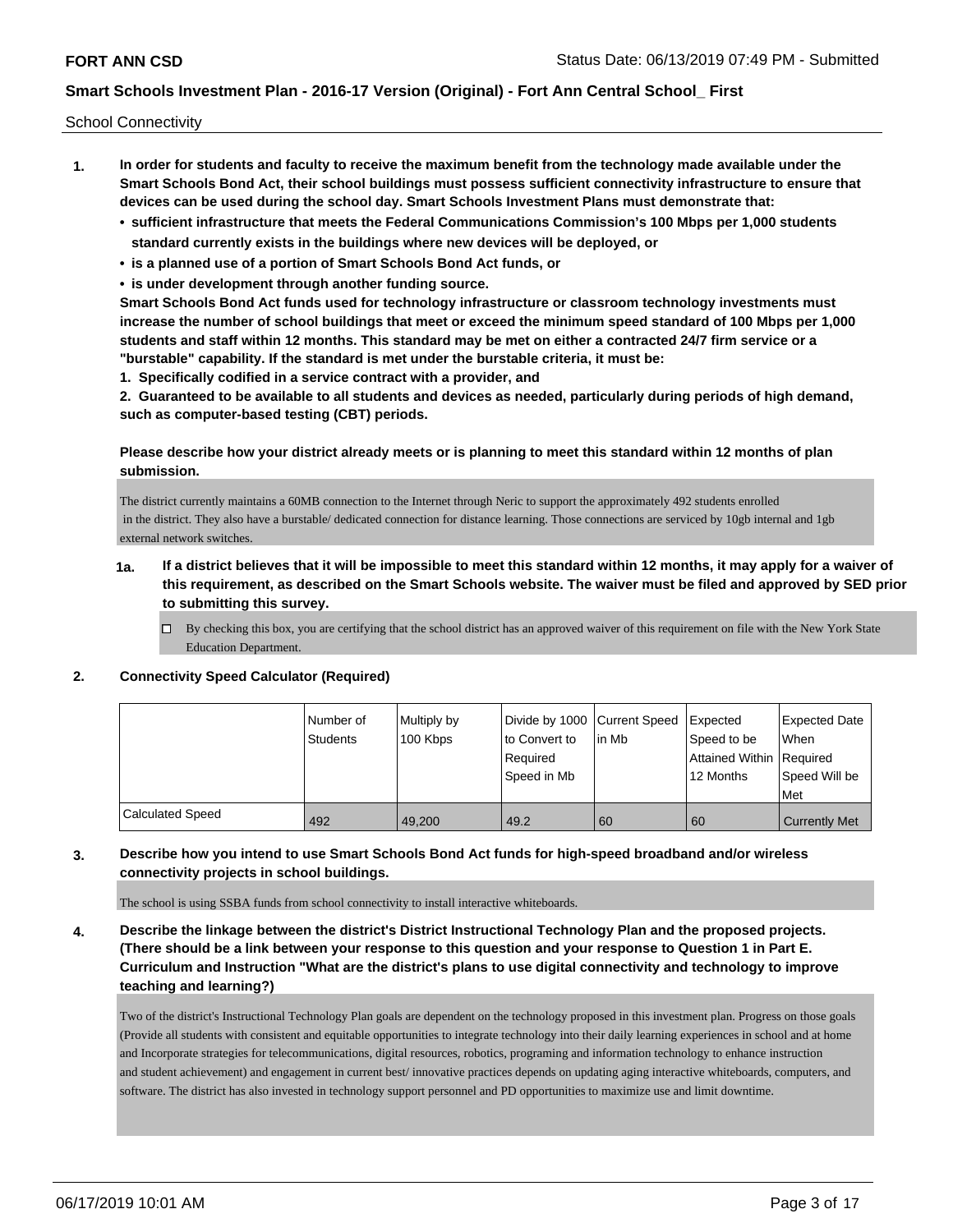School Connectivity

1. **In order for students and faculty to receive the maximum benefit from the technology made available under the Smart Schools Bond Act, their school buildings must possess sufficient connectivity infrastructure to ensure that devices can be used during the school day. Smart Schools Investment Plans must demonstrate that:**
   - **sufficient infrastructure that meets the Federal Communications Commission's 100 Mbps per 1,000 students standard currently exists in the buildings where new devices will be deployed, or**
   - **is a planned use of a portion of Smart Schools Bond Act funds, or**
   - **is under development through another funding source.**

   **Smart Schools Bond Act funds used for technology infrastructure or classroom technology investments must increase the number of school buildings that meet or exceed the minimum speed standard of 100 Mbps per 1,000 students and staff within 12 months. This standard may be met on either a contracted 24/7 firm service or a "burstable" capability. If the standard is met under the burstable criteria, it must be:**

   **1. Specifically codified in a service contract with a provider, and**

   **2. Guaranteed to be available to all students and devices as needed, particularly during periods of high demand, such as computer-based testing (CBT) periods.**

   **Please describe how your district already meets or is planning to meet this standard within 12 months of plan submission.**

   The district currently maintains a 60MB connection to the Internet through Neric to support the approximately 492 students enrolled in the district. They also have a burstable/ dedicated connection for distance learning. Those connections are serviced by 10gb internal and 1gb external network switches.

   **1a. If a district believes that it will be impossible to meet this standard within 12 months, it may apply for a waiver of this requirement, as described on the Smart Schools website. The waiver must be filed and approved by SED prior to submitting this survey.**

   ☐ By checking this box, you are certifying that the school district has an approved waiver of this requirement on file with the New York State Education Department.

2. **Connectivity Speed Calculator (Required)**

|  | Number of Students | Multiply by 100 Kbps | Divide by 1000 to Convert to Required Speed in Mb | Current Speed in Mb | Expected Speed to be Attained Within 12 Months | Expected Date When Required Speed Will be Met |
|---|---|---|---|---|---|---|
| Calculated Speed | 492 | 49,200 | 49.2 | 60 | 60 | Currently Met |

3. **Describe how you intend to use Smart Schools Bond Act funds for high-speed broadband and/or wireless connectivity projects in school buildings.**

   The school is using SSBA funds from school connectivity to install interactive whiteboards.

4. **Describe the linkage between the district's District Instructional Technology Plan and the proposed projects. (There should be a link between your response to this question and your response to Question 1 in Part E. Curriculum and Instruction "What are the district's plans to use digital connectivity and technology to improve teaching and learning?)**

   Two of the district's Instructional Technology Plan goals are dependent on the technology proposed in this investment plan. Progress on those goals (Provide all students with consistent and equitable opportunities to integrate technology into their daily learning experiences in school and at home and Incorporate strategies for telecommunications, digital resources, robotics, programing and information technology to enhance instruction and student achievement) and engagement in current best/ innovative practices depends on updating aging interactive whiteboards, computers, and software. The district has also invested in technology support personnel and PD opportunities to maximize use and limit downtime.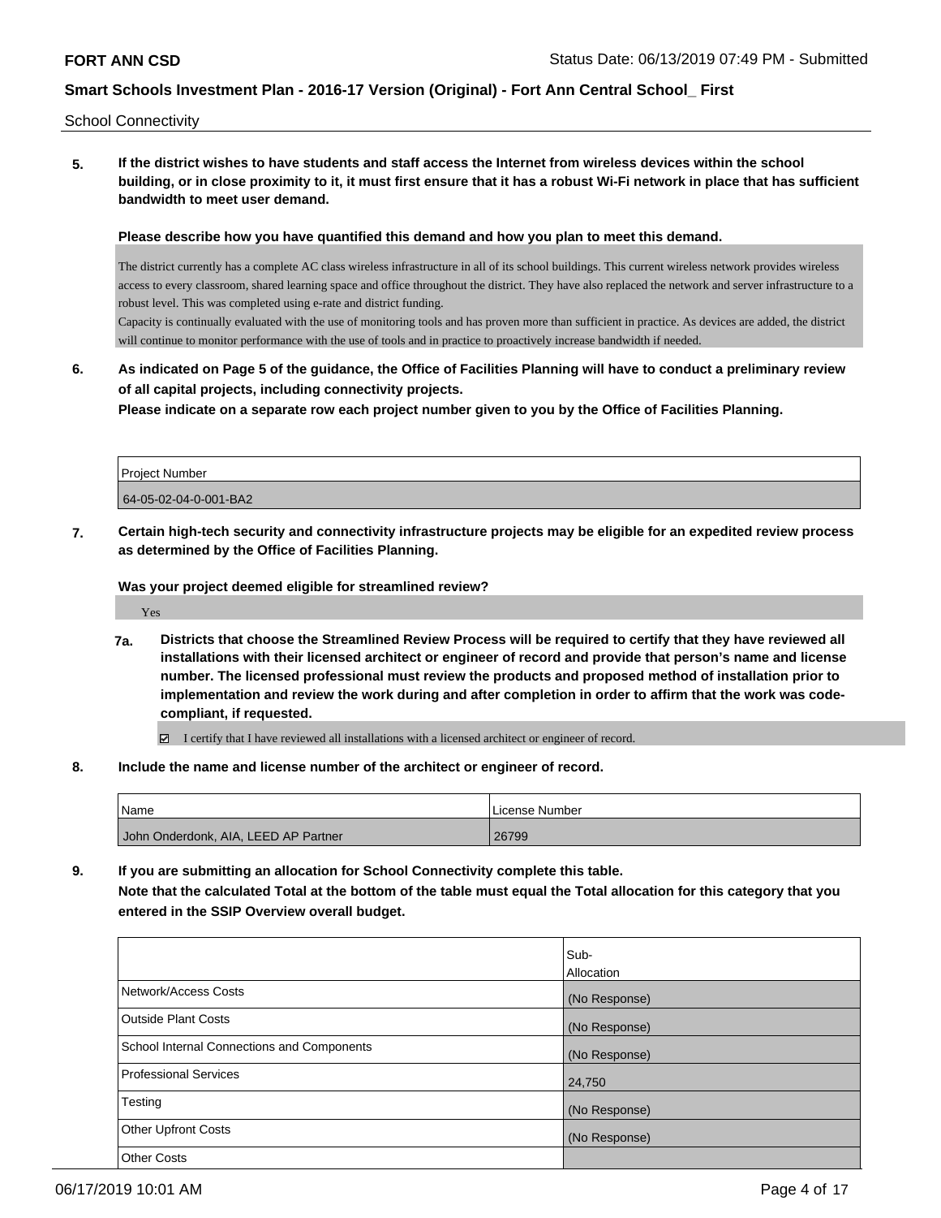School Connectivity

**5. If the district wishes to have students and staff access the Internet from wireless devices within the school building, or in close proximity to it, it must first ensure that it has a robust Wi-Fi network in place that has sufficient bandwidth to meet user demand.**

**Please describe how you have quantified this demand and how you plan to meet this demand.**

The district currently has a complete AC class wireless infrastructure in all of its school buildings. This current wireless network provides wireless access to every classroom, shared learning space and office throughout the district. They have also replaced the network and server infrastructure to a robust level. This was completed using e-rate and district funding.
Capacity is continually evaluated with the use of monitoring tools and has proven more than sufficient in practice. As devices are added, the district will continue to monitor performance with the use of tools and in practice to proactively increase bandwidth if needed.

**6. As indicated on Page 5 of the guidance, the Office of Facilities Planning will have to conduct a preliminary review of all capital projects, including connectivity projects.**
**Please indicate on a separate row each project number given to you by the Office of Facilities Planning.**

| Project Number |
|---|
| 64-05-02-04-0-001-BA2 |

**7. Certain high-tech security and connectivity infrastructure projects may be eligible for an expedited review process as determined by the Office of Facilities Planning.**

**Was your project deemed eligible for streamlined review?**

Yes

**7a. Districts that choose the Streamlined Review Process will be required to certify that they have reviewed all installations with their licensed architect or engineer of record and provide that person's name and license number. The licensed professional must review the products and proposed method of installation prior to implementation and review the work during and after completion in order to affirm that the work was code-compliant, if requested.**

☑ I certify that I have reviewed all installations with a licensed architect or engineer of record.

**8. Include the name and license number of the architect or engineer of record.**

| Name | License Number |
|---|---|
| John Onderdonk, AIA, LEED AP Partner | 26799 |

**9. If you are submitting an allocation for School Connectivity complete this table.**
**Note that the calculated Total at the bottom of the table must equal the Total allocation for this category that you entered in the SSIP Overview overall budget.**

| | Sub-Allocation |
|---|---|
| Network/Access Costs | (No Response) |
| Outside Plant Costs | (No Response) |
| School Internal Connections and Components | (No Response) |
| Professional Services | 24,750 |
| Testing | (No Response) |
| Other Upfront Costs | (No Response) |
| Other Costs | |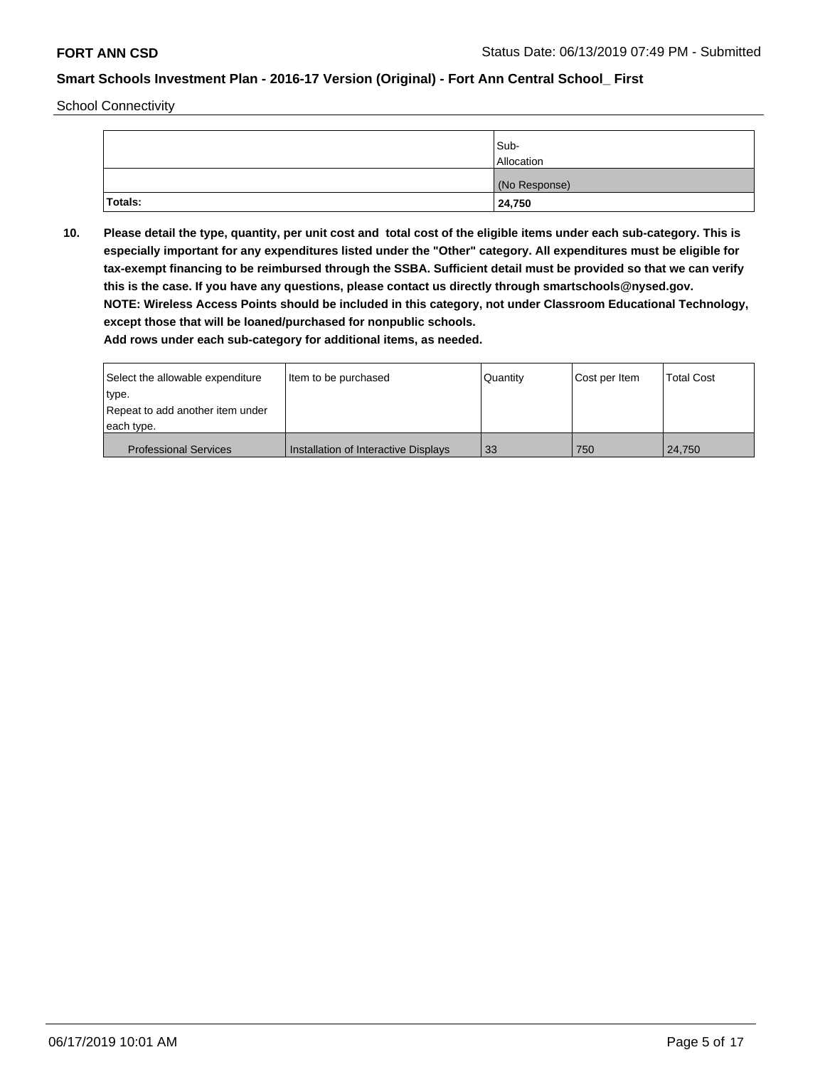School Connectivity

| | Sub-Allocation |
|---|---|
| | (No Response) |
| **Totals:** | **24,750** |

**10. Please detail the type, quantity, per unit cost and total cost of the eligible items under each sub-category. This is especially important for any expenditures listed under the "Other" category. All expenditures must be eligible for tax-exempt financing to be reimbursed through the SSBA. Sufficient detail must be provided so that we can verify this is the case. If you have any questions, please contact us directly through smartschools@nysed.gov.**
**NOTE: Wireless Access Points should be included in this category, not under Classroom Educational Technology, except those that will be loaned/purchased for nonpublic schools.**
**Add rows under each sub-category for additional items, as needed.**

| Select the allowable expenditure type. Repeat to add another item under each type. | Item to be purchased | Quantity | Cost per Item | Total Cost |
|---|---|---|---|---|
| Professional Services | Installation of Interactive Displays | 33 | 750 | 24,750 |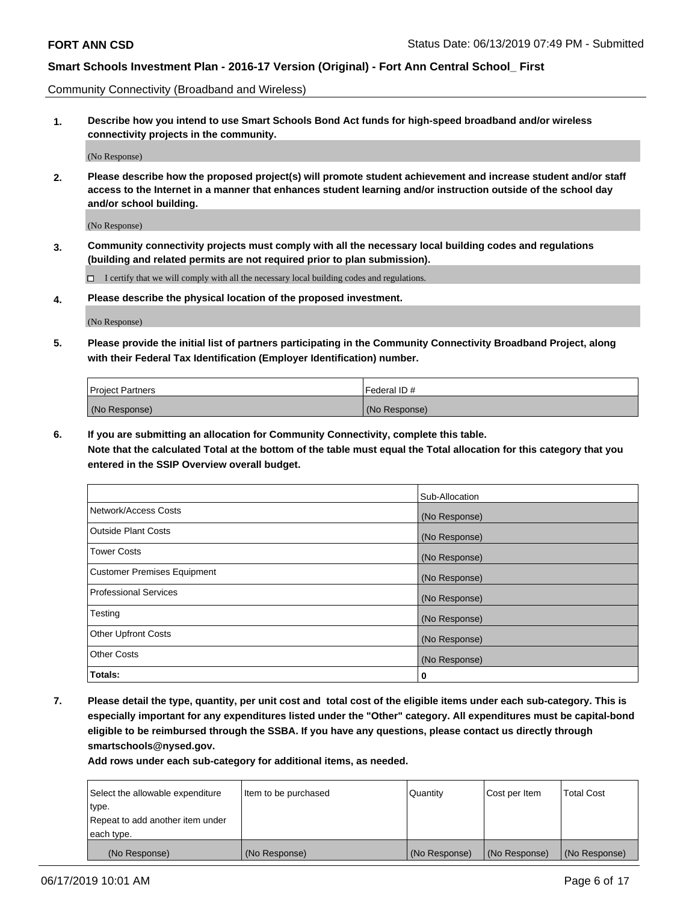Community Connectivity (Broadband and Wireless)

**1. Describe how you intend to use Smart Schools Bond Act funds for high-speed broadband and/or wireless connectivity projects in the community.**

(No Response)

**2. Please describe how the proposed project(s) will promote student achievement and increase student and/or staff access to the Internet in a manner that enhances student learning and/or instruction outside of the school day and/or school building.**

(No Response)

**3. Community connectivity projects must comply with all the necessary local building codes and regulations (building and related permits are not required prior to plan submission).**

☐ I certify that we will comply with all the necessary local building codes and regulations.

**4. Please describe the physical location of the proposed investment.**

(No Response)

**5. Please provide the initial list of partners participating in the Community Connectivity Broadband Project, along with their Federal Tax Identification (Employer Identification) number.**

| Project Partners | Federal ID # |
|---|---|
| (No Response) | (No Response) |

**6. If you are submitting an allocation for Community Connectivity, complete this table.**
**Note that the calculated Total at the bottom of the table must equal the Total allocation for this category that you entered in the SSIP Overview overall budget.**

| | Sub-Allocation |
|---|---|
| Network/Access Costs | (No Response) |
| Outside Plant Costs | (No Response) |
| Tower Costs | (No Response) |
| Customer Premises Equipment | (No Response) |
| Professional Services | (No Response) |
| Testing | (No Response) |
| Other Upfront Costs | (No Response) |
| Other Costs | (No Response) |
| **Totals:** | **0** |

**7. Please detail the type, quantity, per unit cost and total cost of the eligible items under each sub-category. This is especially important for any expenditures listed under the "Other" category. All expenditures must be capital-bond eligible to be reimbursed through the SSBA. If you have any questions, please contact us directly through smartschools@nysed.gov.**

**Add rows under each sub-category for additional items, as needed.**

| Select the allowable expenditure type. Repeat to add another item under each type. | Item to be purchased | Quantity | Cost per Item | Total Cost |
|---|---|---|---|---|
| (No Response) | (No Response) | (No Response) | (No Response) | (No Response) |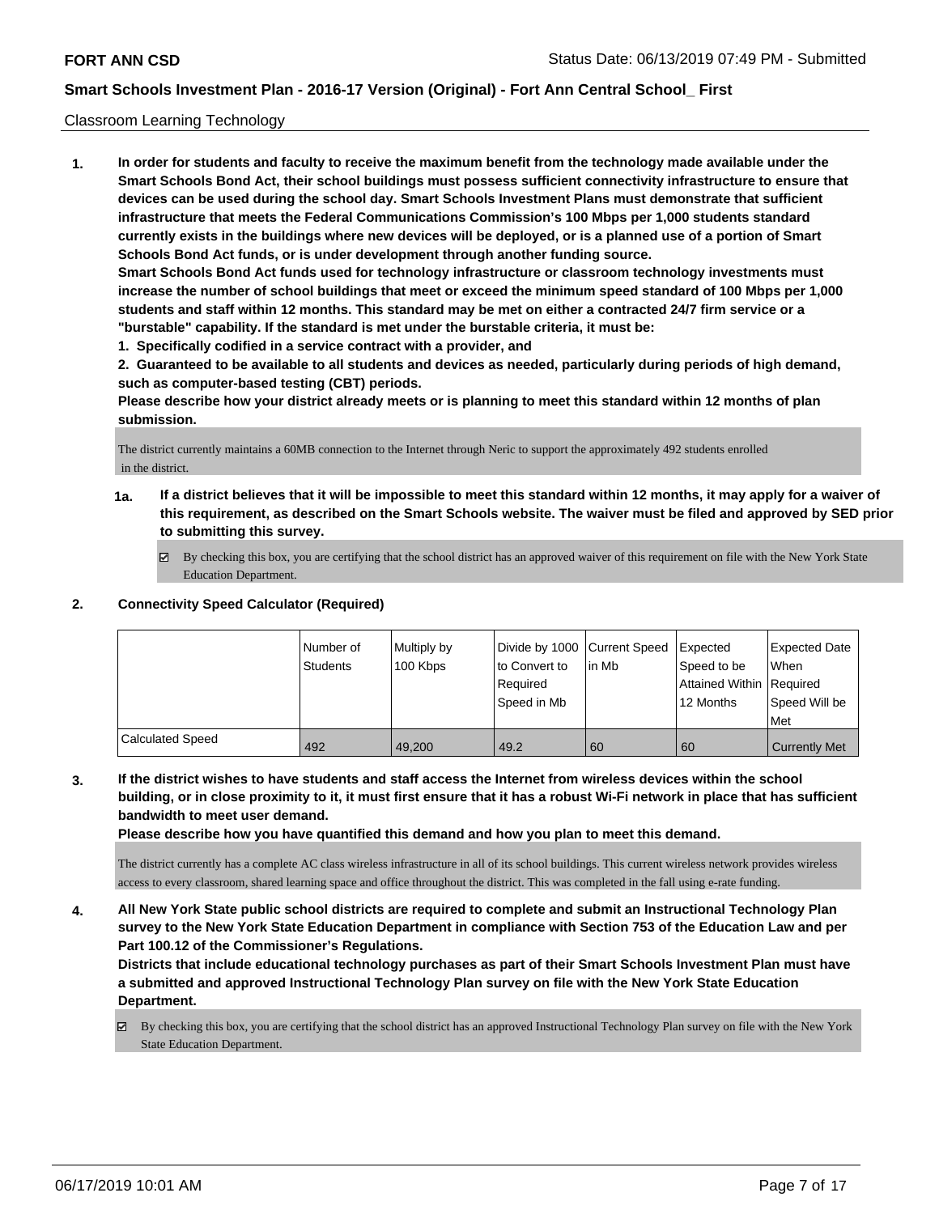Classroom Learning Technology

**1. In order for students and faculty to receive the maximum benefit from the technology made available under the Smart Schools Bond Act, their school buildings must possess sufficient connectivity infrastructure to ensure that devices can be used during the school day. Smart Schools Investment Plans must demonstrate that sufficient infrastructure that meets the Federal Communications Commission's 100 Mbps per 1,000 students standard currently exists in the buildings where new devices will be deployed, or is a planned use of a portion of Smart Schools Bond Act funds, or is under development through another funding source.**

**Smart Schools Bond Act funds used for technology infrastructure or classroom technology investments must increase the number of school buildings that meet or exceed the minimum speed standard of 100 Mbps per 1,000 students and staff within 12 months. This standard may be met on either a contracted 24/7 firm service or a "burstable" capability. If the standard is met under the burstable criteria, it must be:**

**1. Specifically codified in a service contract with a provider, and**

**2. Guaranteed to be available to all students and devices as needed, particularly during periods of high demand, such as computer-based testing (CBT) periods.**

**Please describe how your district already meets or is planning to meet this standard within 12 months of plan submission.**

The district currently maintains a 60MB connection to the Internet through Neric to support the approximately 492 students enrolled in the district.

**1a. If a district believes that it will be impossible to meet this standard within 12 months, it may apply for a waiver of this requirement, as described on the Smart Schools website. The waiver must be filed and approved by SED prior to submitting this survey.**

☑ By checking this box, you are certifying that the school district has an approved waiver of this requirement on file with the New York State Education Department.

**2. Connectivity Speed Calculator (Required)**

| | Number of Students | Multiply by 100 Kbps | Divide by 1000 to Convert to Required Speed in Mb | Current Speed in Mb | Expected Speed to be Attained Within 12 Months | Expected Date When Required Speed Will be Met |
|---|---|---|---|---|---|---|
| Calculated Speed | 492 | 49,200 | 49.2 | 60 | 60 | Currently Met |

**3. If the district wishes to have students and staff access the Internet from wireless devices within the school building, or in close proximity to it, it must first ensure that it has a robust Wi-Fi network in place that has sufficient bandwidth to meet user demand.**

**Please describe how you have quantified this demand and how you plan to meet this demand.**

The district currently has a complete AC class wireless infrastructure in all of its school buildings. This current wireless network provides wireless access to every classroom, shared learning space and office throughout the district. This was completed in the fall using e-rate funding.

**4. All New York State public school districts are required to complete and submit an Instructional Technology Plan survey to the New York State Education Department in compliance with Section 753 of the Education Law and per Part 100.12 of the Commissioner's Regulations.**

**Districts that include educational technology purchases as part of their Smart Schools Investment Plan must have a submitted and approved Instructional Technology Plan survey on file with the New York State Education Department.**

☑ By checking this box, you are certifying that the school district has an approved Instructional Technology Plan survey on file with the New York State Education Department.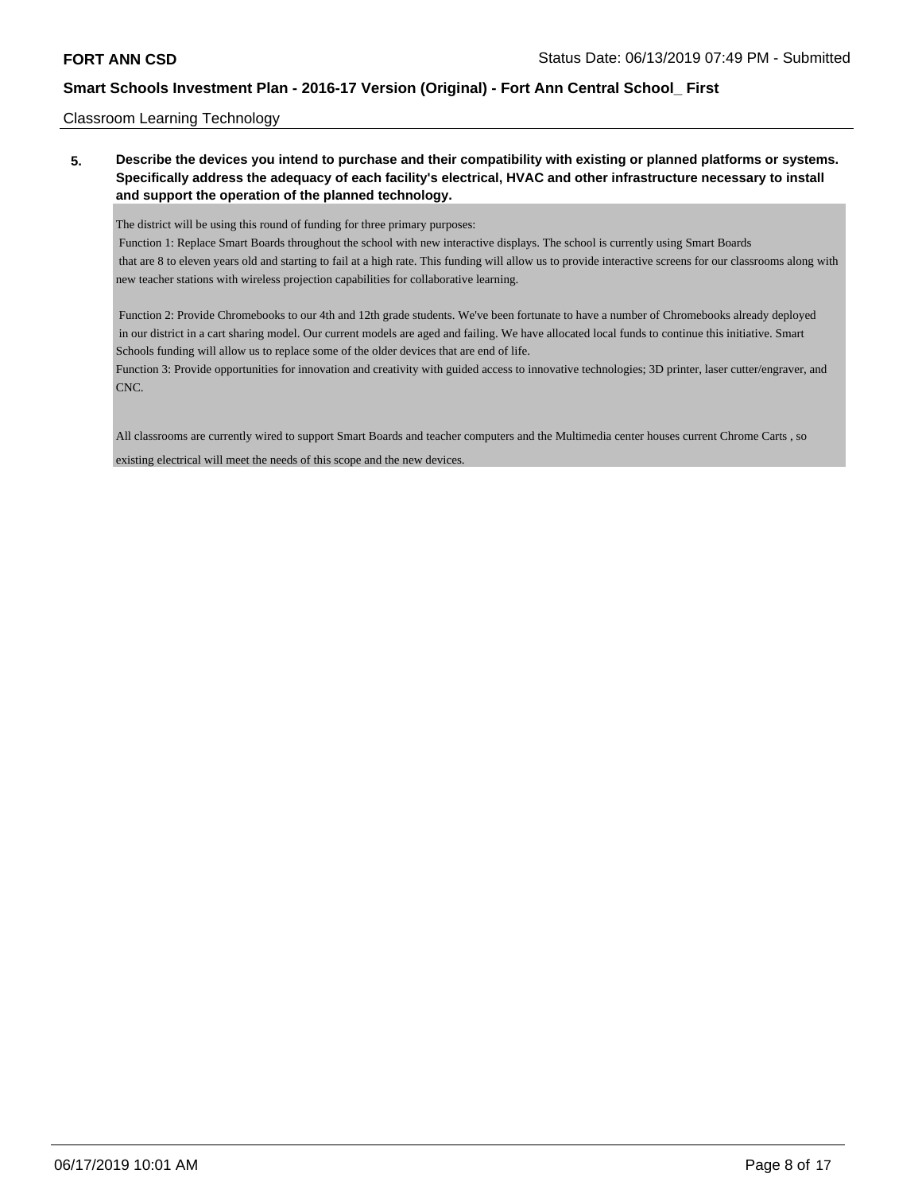Classroom Learning Technology

**5. Describe the devices you intend to purchase and their compatibility with existing or planned platforms or systems. Specifically address the adequacy of each facility's electrical, HVAC and other infrastructure necessary to install and support the operation of the planned technology.**

The district will be using this round of funding for three primary purposes:

Function 1: Replace Smart Boards throughout the school with new interactive displays. The school is currently using Smart Boards that are 8 to eleven years old and starting to fail at a high rate. This funding will allow us to provide interactive screens for our classrooms along with new teacher stations with wireless projection capabilities for collaborative learning.

Function 2: Provide Chromebooks to our 4th and 12th grade students. We've been fortunate to have a number of Chromebooks already deployed in our district in a cart sharing model. Our current models are aged and failing. We have allocated local funds to continue this initiative. Smart Schools funding will allow us to replace some of the older devices that are end of life.

Function 3: Provide opportunities for innovation and creativity with guided access to innovative technologies; 3D printer, laser cutter/engraver, and CNC.

All classrooms are currently wired to support Smart Boards and teacher computers and the Multimedia center houses current Chrome Carts , so existing electrical will meet the needs of this scope and the new devices.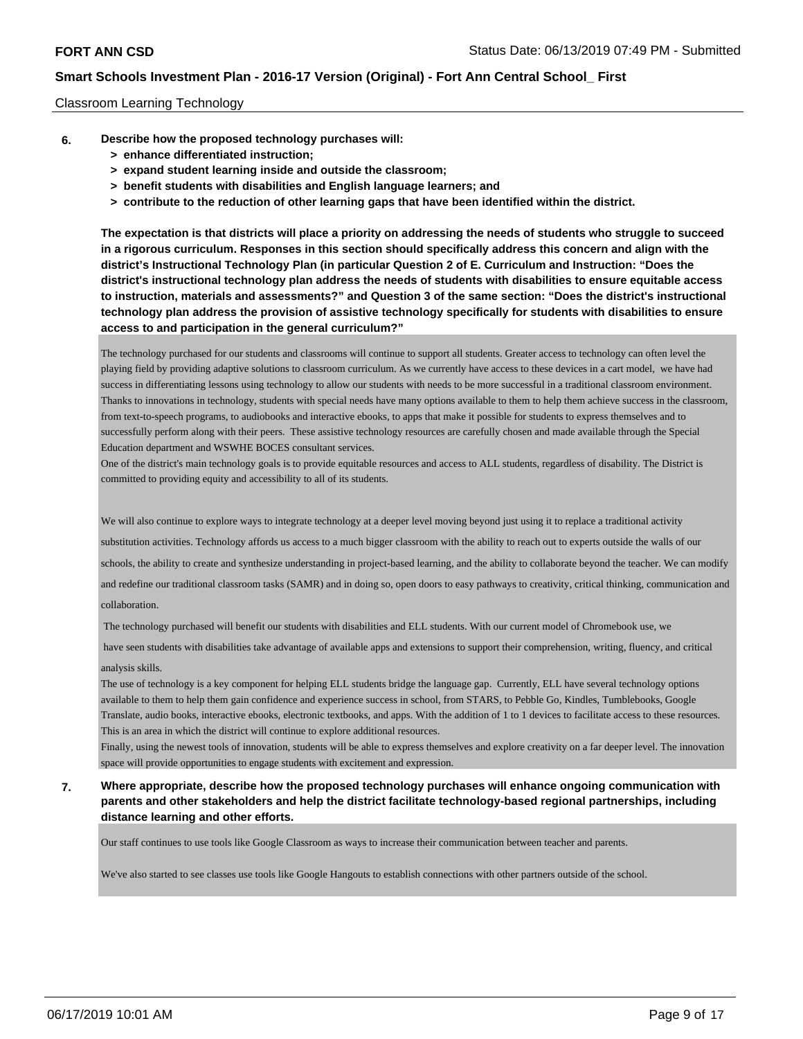Classroom Learning Technology

**6. Describe how the proposed technology purchases will:**

- **> enhance differentiated instruction;**
- **> expand student learning inside and outside the classroom;**
- **> benefit students with disabilities and English language learners; and**
- **> contribute to the reduction of other learning gaps that have been identified within the district.**

**The expectation is that districts will place a priority on addressing the needs of students who struggle to succeed in a rigorous curriculum. Responses in this section should specifically address this concern and align with the district's Instructional Technology Plan (in particular Question 2 of E. Curriculum and Instruction: "Does the district's instructional technology plan address the needs of students with disabilities to ensure equitable access to instruction, materials and assessments?" and Question 3 of the same section: "Does the district's instructional technology plan address the provision of assistive technology specifically for students with disabilities to ensure access to and participation in the general curriculum?"**

The technology purchased for our students and classrooms will continue to support all students. Greater access to technology can often level the playing field by providing adaptive solutions to classroom curriculum. As we currently have access to these devices in a cart model, we have had success in differentiating lessons using technology to allow our students with needs to be more successful in a traditional classroom environment. Thanks to innovations in technology, students with special needs have many options available to them to help them achieve success in the classroom, from text-to-speech programs, to audiobooks and interactive ebooks, to apps that make it possible for students to express themselves and to successfully perform along with their peers. These assistive technology resources are carefully chosen and made available through the Special Education department and WSWHE BOCES consultant services.

One of the district's main technology goals is to provide equitable resources and access to ALL students, regardless of disability. The District is committed to providing equity and accessibility to all of its students.

We will also continue to explore ways to integrate technology at a deeper level moving beyond just using it to replace a traditional activity substitution activities. Technology affords us access to a much bigger classroom with the ability to reach out to experts outside the walls of our schools, the ability to create and synthesize understanding in project-based learning, and the ability to collaborate beyond the teacher. We can modify and redefine our traditional classroom tasks (SAMR) and in doing so, open doors to easy pathways to creativity, critical thinking, communication and collaboration.

The technology purchased will benefit our students with disabilities and ELL students. With our current model of Chromebook use, we have seen students with disabilities take advantage of available apps and extensions to support their comprehension, writing, fluency, and critical analysis skills.

The use of technology is a key component for helping ELL students bridge the language gap. Currently, ELL have several technology options available to them to help them gain confidence and experience success in school, from STARS, to Pebble Go, Kindles, Tumblebooks, Google Translate, audio books, interactive ebooks, electronic textbooks, and apps. With the addition of 1 to 1 devices to facilitate access to these resources. This is an area in which the district will continue to explore additional resources.

Finally, using the newest tools of innovation, students will be able to express themselves and explore creativity on a far deeper level. The innovation space will provide opportunities to engage students with excitement and expression.

**7. Where appropriate, describe how the proposed technology purchases will enhance ongoing communication with parents and other stakeholders and help the district facilitate technology-based regional partnerships, including distance learning and other efforts.**

Our staff continues to use tools like Google Classroom as ways to increase their communication between teacher and parents.

We've also started to see classes use tools like Google Hangouts to establish connections with other partners outside of the school.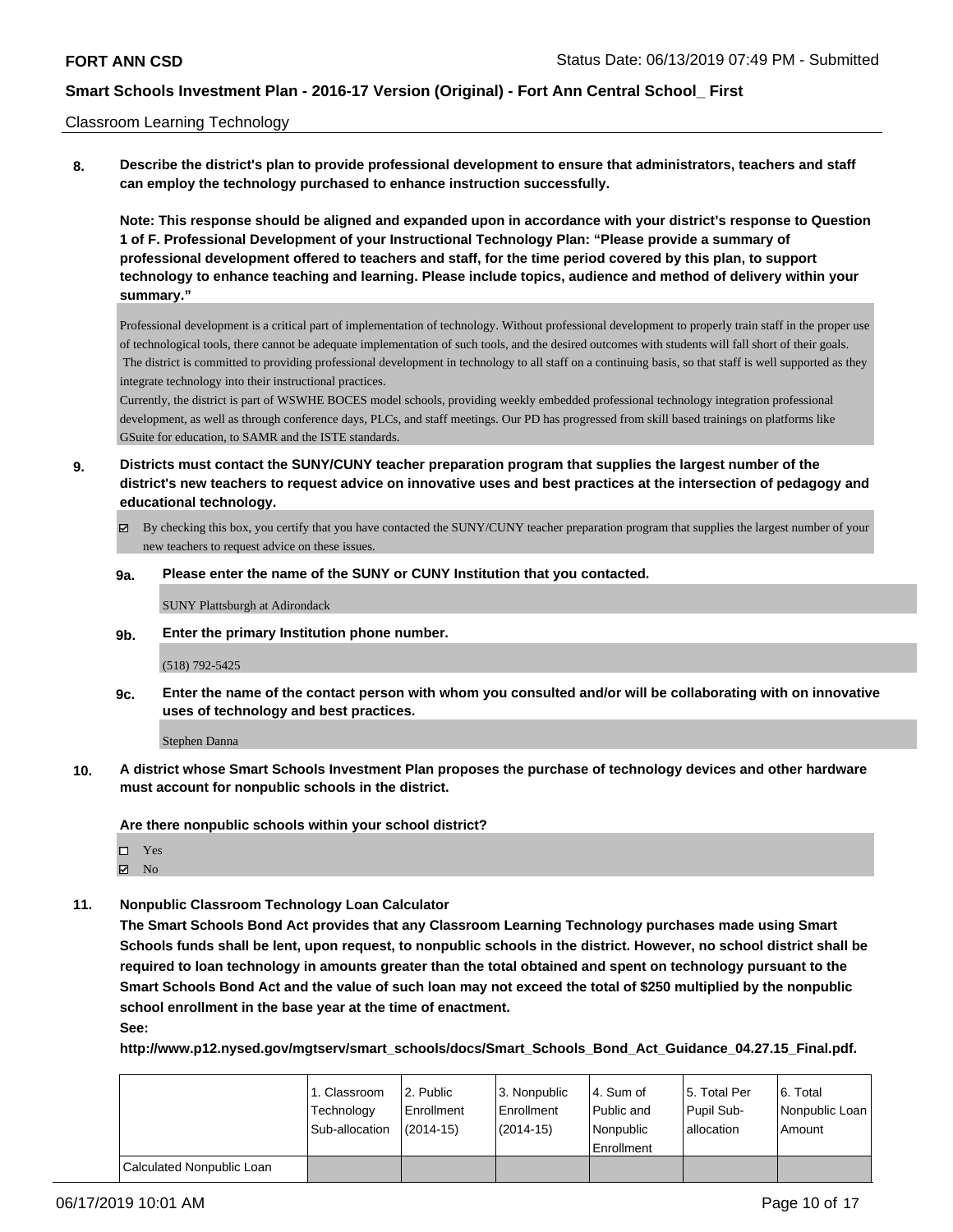Classroom Learning Technology

**8. Describe the district's plan to provide professional development to ensure that administrators, teachers and staff can employ the technology purchased to enhance instruction successfully.**

**Note: This response should be aligned and expanded upon in accordance with your district's response to Question 1 of F. Professional Development of your Instructional Technology Plan: "Please provide a summary of professional development offered to teachers and staff, for the time period covered by this plan, to support technology to enhance teaching and learning. Please include topics, audience and method of delivery within your summary."**

Professional development is a critical part of implementation of technology. Without professional development to properly train staff in the proper use of technological tools, there cannot be adequate implementation of such tools, and the desired outcomes with students will fall short of their goals. The district is committed to providing professional development in technology to all staff on a continuing basis, so that staff is well supported as they integrate technology into their instructional practices.
Currently, the district is part of WSWHE BOCES model schools, providing weekly embedded professional technology integration professional development, as well as through conference days, PLCs, and staff meetings. Our PD has progressed from skill based trainings on platforms like GSuite for education, to SAMR and the ISTE standards.

**9. Districts must contact the SUNY/CUNY teacher preparation program that supplies the largest number of the district's new teachers to request advice on innovative uses and best practices at the intersection of pedagogy and educational technology.**

☑ By checking this box, you certify that you have contacted the SUNY/CUNY teacher preparation program that supplies the largest number of your new teachers to request advice on these issues.

**9a. Please enter the name of the SUNY or CUNY Institution that you contacted.**

SUNY Plattsburgh at Adirondack

**9b. Enter the primary Institution phone number.**

(518) 792-5425

**9c. Enter the name of the contact person with whom you consulted and/or will be collaborating with on innovative uses of technology and best practices.**

Stephen Danna

**10. A district whose Smart Schools Investment Plan proposes the purchase of technology devices and other hardware must account for nonpublic schools in the district.**

**Are there nonpublic schools within your school district?**

☐ Yes
☑ No

**11. Nonpublic Classroom Technology Loan Calculator**

**The Smart Schools Bond Act provides that any Classroom Learning Technology purchases made using Smart Schools funds shall be lent, upon request, to nonpublic schools in the district. However, no school district shall be required to loan technology in amounts greater than the total obtained and spent on technology pursuant to the Smart Schools Bond Act and the value of such loan may not exceed the total of $250 multiplied by the nonpublic school enrollment in the base year at the time of enactment.**

**See:**

**http://www.p12.nysed.gov/mgtserv/smart_schools/docs/Smart_Schools_Bond_Act_Guidance_04.27.15_Final.pdf.**

| | 1. Classroom Technology Sub-allocation | 2. Public Enrollment (2014-15) | 3. Nonpublic Enrollment (2014-15) | 4. Sum of Public and Nonpublic Enrollment | 5. Total Per Pupil Sub-allocation | 6. Total Nonpublic Loan Amount |
|---|---|---|---|---|---|---|
| Calculated Nonpublic Loan | | | | | | |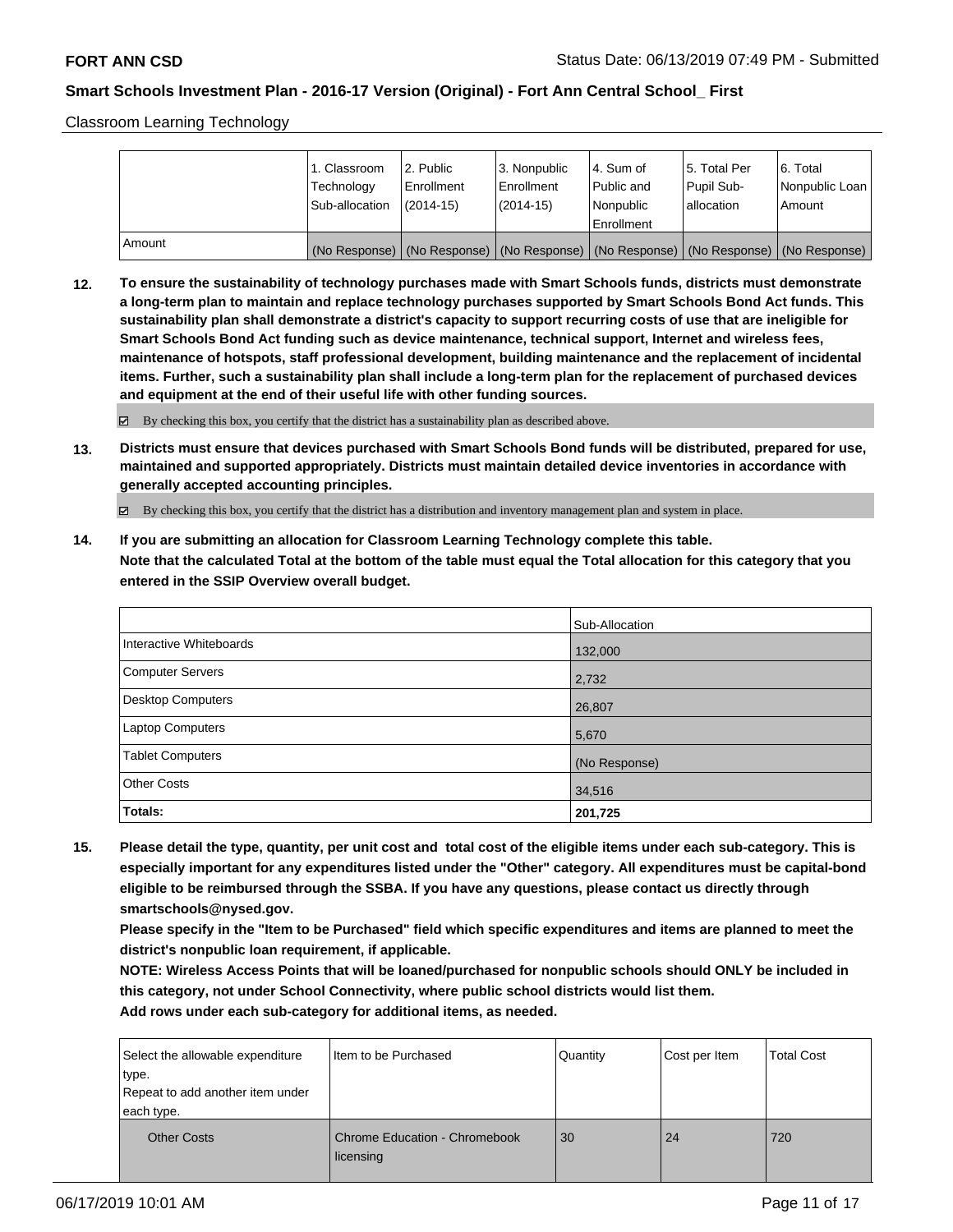Classroom Learning Technology

| | 1. Classroom Technology Sub-allocation | 2. Public Enrollment (2014-15) | 3. Nonpublic Enrollment (2014-15) | 4. Sum of Public and Nonpublic Enrollment | 5. Total Per Pupil Sub-allocation | 6. Total Nonpublic Loan Amount |
|---|---|---|---|---|---|---|
| Amount | (No Response) | (No Response) | (No Response) | (No Response) | (No Response) | (No Response) |

**12. To ensure the sustainability of technology purchases made with Smart Schools funds, districts must demonstrate a long-term plan to maintain and replace technology purchases supported by Smart Schools Bond Act funds. This sustainability plan shall demonstrate a district's capacity to support recurring costs of use that are ineligible for Smart Schools Bond Act funding such as device maintenance, technical support, Internet and wireless fees, maintenance of hotspots, staff professional development, building maintenance and the replacement of incidental items. Further, such a sustainability plan shall include a long-term plan for the replacement of purchased devices and equipment at the end of their useful life with other funding sources.**

☑ By checking this box, you certify that the district has a sustainability plan as described above.

**13. Districts must ensure that devices purchased with Smart Schools Bond funds will be distributed, prepared for use, maintained and supported appropriately. Districts must maintain detailed device inventories in accordance with generally accepted accounting principles.**

☑ By checking this box, you certify that the district has a distribution and inventory management plan and system in place.

**14. If you are submitting an allocation for Classroom Learning Technology complete this table.**
**Note that the calculated Total at the bottom of the table must equal the Total allocation for this category that you entered in the SSIP Overview overall budget.**

| | Sub-Allocation |
|---|---|
| Interactive Whiteboards | 132,000 |
| Computer Servers | 2,732 |
| Desktop Computers | 26,807 |
| Laptop Computers | 5,670 |
| Tablet Computers | (No Response) |
| Other Costs | 34,516 |
| **Totals:** | **201,725** |

**15. Please detail the type, quantity, per unit cost and total cost of the eligible items under each sub-category. This is especially important for any expenditures listed under the "Other" category. All expenditures must be capital-bond eligible to be reimbursed through the SSBA. If you have any questions, please contact us directly through smartschools@nysed.gov.**
**Please specify in the "Item to be Purchased" field which specific expenditures and items are planned to meet the district's nonpublic loan requirement, if applicable.**
**NOTE: Wireless Access Points that will be loaned/purchased for nonpublic schools should ONLY be included in this category, not under School Connectivity, where public school districts would list them.**
**Add rows under each sub-category for additional items, as needed.**

| Select the allowable expenditure type. Repeat to add another item under each type. | Item to be Purchased | Quantity | Cost per Item | Total Cost |
|---|---|---|---|---|
| Other Costs | Chrome Education - Chromebook licensing | 30 | 24 | 720 |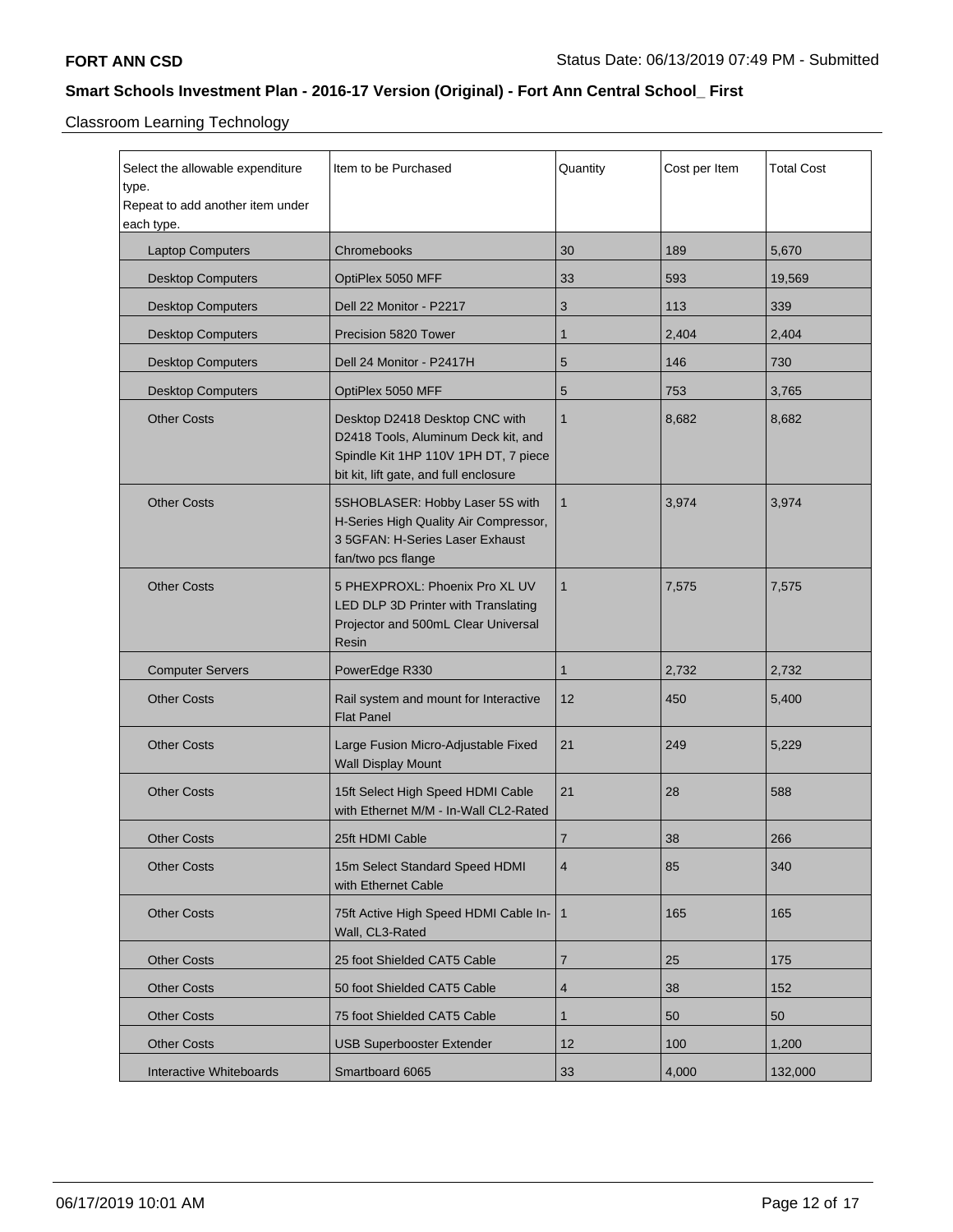**FORT ANN CSD** Status Date: 06/13/2019 07:49 PM - Submitted

## Smart Schools Investment Plan - 2016-17 Version (Original) - Fort Ann Central School_ First

### Classroom Learning Technology

| Select the allowable expenditure type. Repeat to add another item under each type. | Item to be Purchased | Quantity | Cost per Item | Total Cost |
|---|---|---|---|---|
| Laptop Computers | Chromebooks | 30 | 189 | 5,670 |
| Desktop Computers | OptiPlex 5050 MFF | 33 | 593 | 19,569 |
| Desktop Computers | Dell 22 Monitor - P2217 | 3 | 113 | 339 |
| Desktop Computers | Precision 5820 Tower | 1 | 2,404 | 2,404 |
| Desktop Computers | Dell 24 Monitor - P2417H | 5 | 146 | 730 |
| Desktop Computers | OptiPlex 5050 MFF | 5 | 753 | 3,765 |
| Other Costs | Desktop D2418 Desktop CNC with D2418 Tools, Aluminum Deck kit, and Spindle Kit 1HP 110V 1PH DT, 7 piece bit kit, lift gate, and full enclosure | 1 | 8,682 | 8,682 |
| Other Costs | 5SHOBLASER: Hobby Laser 5S with H-Series High Quality Air Compressor, 3 5GFAN: H-Series Laser Exhaust fan/two pcs flange | 1 | 3,974 | 3,974 |
| Other Costs | 5 PHEXPROXL: Phoenix Pro XL UV LED DLP 3D Printer with Translating Projector and 500mL Clear Universal Resin | 1 | 7,575 | 7,575 |
| Computer Servers | PowerEdge R330 | 1 | 2,732 | 2,732 |
| Other Costs | Rail system and mount for Interactive Flat Panel | 12 | 450 | 5,400 |
| Other Costs | Large Fusion Micro-Adjustable Fixed Wall Display Mount | 21 | 249 | 5,229 |
| Other Costs | 15ft Select High Speed HDMI Cable with Ethernet M/M - In-Wall CL2-Rated | 21 | 28 | 588 |
| Other Costs | 25ft HDMI Cable | 7 | 38 | 266 |
| Other Costs | 15m Select Standard Speed HDMI with Ethernet Cable | 4 | 85 | 340 |
| Other Costs | 75ft Active High Speed HDMI Cable In-Wall, CL3-Rated | 1 | 165 | 165 |
| Other Costs | 25 foot Shielded CAT5 Cable | 7 | 25 | 175 |
| Other Costs | 50 foot Shielded CAT5 Cable | 4 | 38 | 152 |
| Other Costs | 75 foot Shielded CAT5 Cable | 1 | 50 | 50 |
| Other Costs | USB Superbooster Extender | 12 | 100 | 1,200 |
| Interactive Whiteboards | Smartboard 6065 | 33 | 4,000 | 132,000 |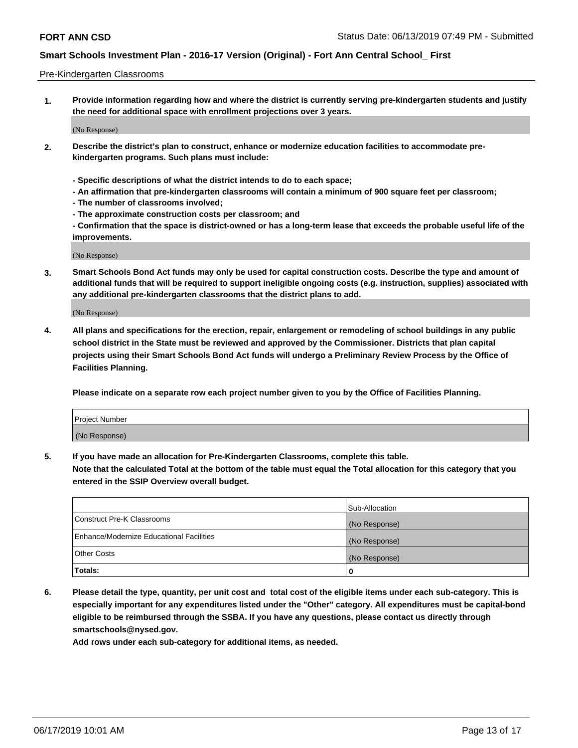Pre-Kindergarten Classrooms

1. **Provide information regarding how and where the district is currently serving pre-kindergarten students and justify the need for additional space with enrollment projections over 3 years.**

(No Response)

2. **Describe the district's plan to construct, enhance or modernize education facilities to accommodate pre-kindergarten programs. Such plans must include:**

   **- Specific descriptions of what the district intends to do to each space;**
   **- An affirmation that pre-kindergarten classrooms will contain a minimum of 900 square feet per classroom;**
   **- The number of classrooms involved;**
   **- The approximate construction costs per classroom; and**
   **- Confirmation that the space is district-owned or has a long-term lease that exceeds the probable useful life of the improvements.**

(No Response)

3. **Smart Schools Bond Act funds may only be used for capital construction costs. Describe the type and amount of additional funds that will be required to support ineligible ongoing costs (e.g. instruction, supplies) associated with any additional pre-kindergarten classrooms that the district plans to add.**

(No Response)

4. **All plans and specifications for the erection, repair, enlargement or remodeling of school buildings in any public school district in the State must be reviewed and approved by the Commissioner. Districts that plan capital projects using their Smart Schools Bond Act funds will undergo a Preliminary Review Process by the Office of Facilities Planning.**

   **Please indicate on a separate row each project number given to you by the Office of Facilities Planning.**

| Project Number |
| --- |
| (No Response) |

5. **If you have made an allocation for Pre-Kindergarten Classrooms, complete this table.**
   **Note that the calculated Total at the bottom of the table must equal the Total allocation for this category that you entered in the SSIP Overview overall budget.**

| | Sub-Allocation |
| --- | --- |
| Construct Pre-K Classrooms | (No Response) |
| Enhance/Modernize Educational Facilities | (No Response) |
| Other Costs | (No Response) |
| **Totals:** | **0** |

6. **Please detail the type, quantity, per unit cost and total cost of the eligible items under each sub-category. This is especially important for any expenditures listed under the "Other" category. All expenditures must be capital-bond eligible to be reimbursed through the SSBA. If you have any questions, please contact us directly through smartschools@nysed.gov.**
   **Add rows under each sub-category for additional items, as needed.**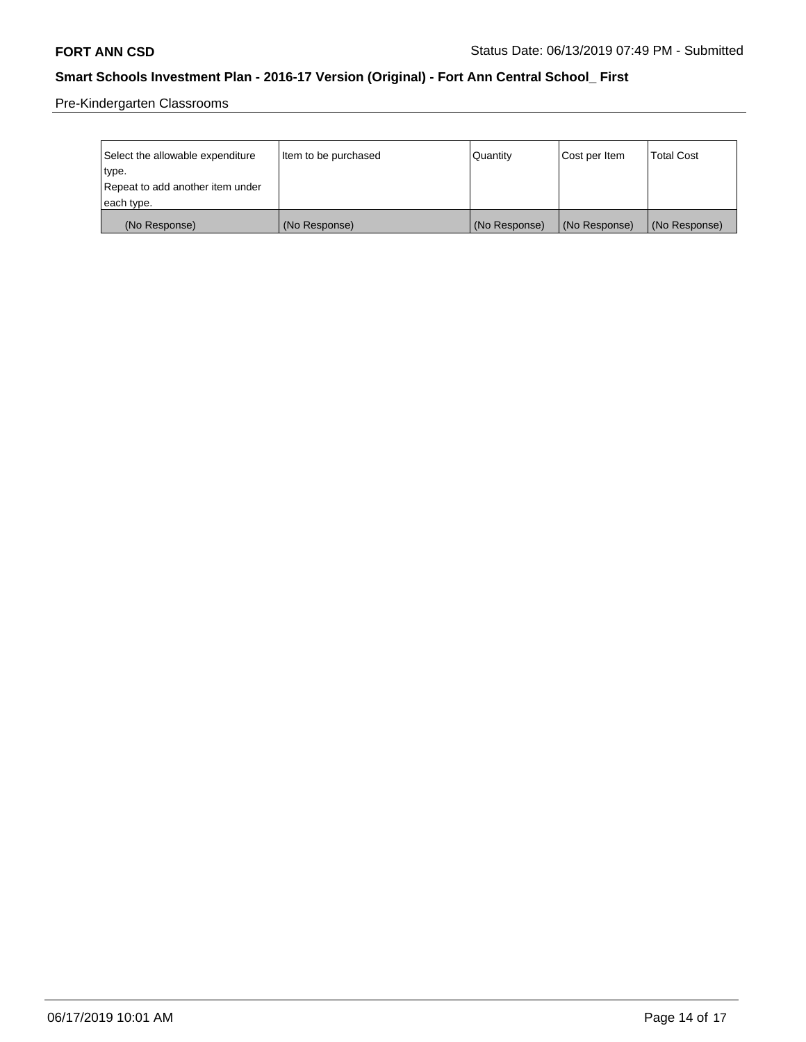Pre-Kindergarten Classrooms

| Select the allowable expenditure type. Repeat to add another item under each type. | Item to be purchased | Quantity | Cost per Item | Total Cost |
| --- | --- | --- | --- | --- |
| (No Response) | (No Response) | (No Response) | (No Response) | (No Response) |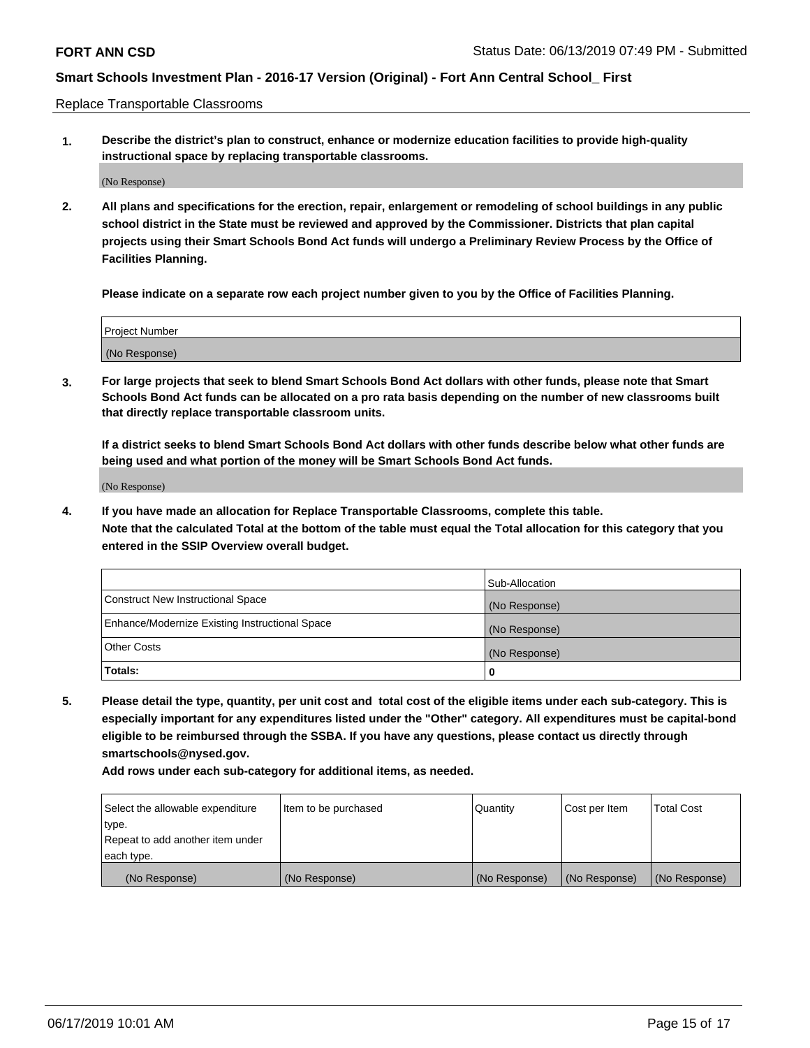Replace Transportable Classrooms

1. **Describe the district's plan to construct, enhance or modernize education facilities to provide high-quality instructional space by replacing transportable classrooms.**

(No Response)

2. **All plans and specifications for the erection, repair, enlargement or remodeling of school buildings in any public school district in the State must be reviewed and approved by the Commissioner. Districts that plan capital projects using their Smart Schools Bond Act funds will undergo a Preliminary Review Process by the Office of Facilities Planning.**

**Please indicate on a separate row each project number given to you by the Office of Facilities Planning.**

| Project Number |
|---|
| (No Response) |

3. **For large projects that seek to blend Smart Schools Bond Act dollars with other funds, please note that Smart Schools Bond Act funds can be allocated on a pro rata basis depending on the number of new classrooms built that directly replace transportable classroom units.**

**If a district seeks to blend Smart Schools Bond Act dollars with other funds describe below what other funds are being used and what portion of the money will be Smart Schools Bond Act funds.**

(No Response)

4. **If you have made an allocation for Replace Transportable Classrooms, complete this table.**
**Note that the calculated Total at the bottom of the table must equal the Total allocation for this category that you entered in the SSIP Overview overall budget.**

| | Sub-Allocation |
|---|---|
| Construct New Instructional Space | (No Response) |
| Enhance/Modernize Existing Instructional Space | (No Response) |
| Other Costs | (No Response) |
| **Totals:** | **0** |

5. **Please detail the type, quantity, per unit cost and total cost of the eligible items under each sub-category. This is especially important for any expenditures listed under the "Other" category. All expenditures must be capital-bond eligible to be reimbursed through the SSBA. If you have any questions, please contact us directly through smartschools@nysed.gov.**

**Add rows under each sub-category for additional items, as needed.**

| Select the allowable expenditure type. Repeat to add another item under each type. | Item to be purchased | Quantity | Cost per Item | Total Cost |
|---|---|---|---|---|
| (No Response) | (No Response) | (No Response) | (No Response) | (No Response) |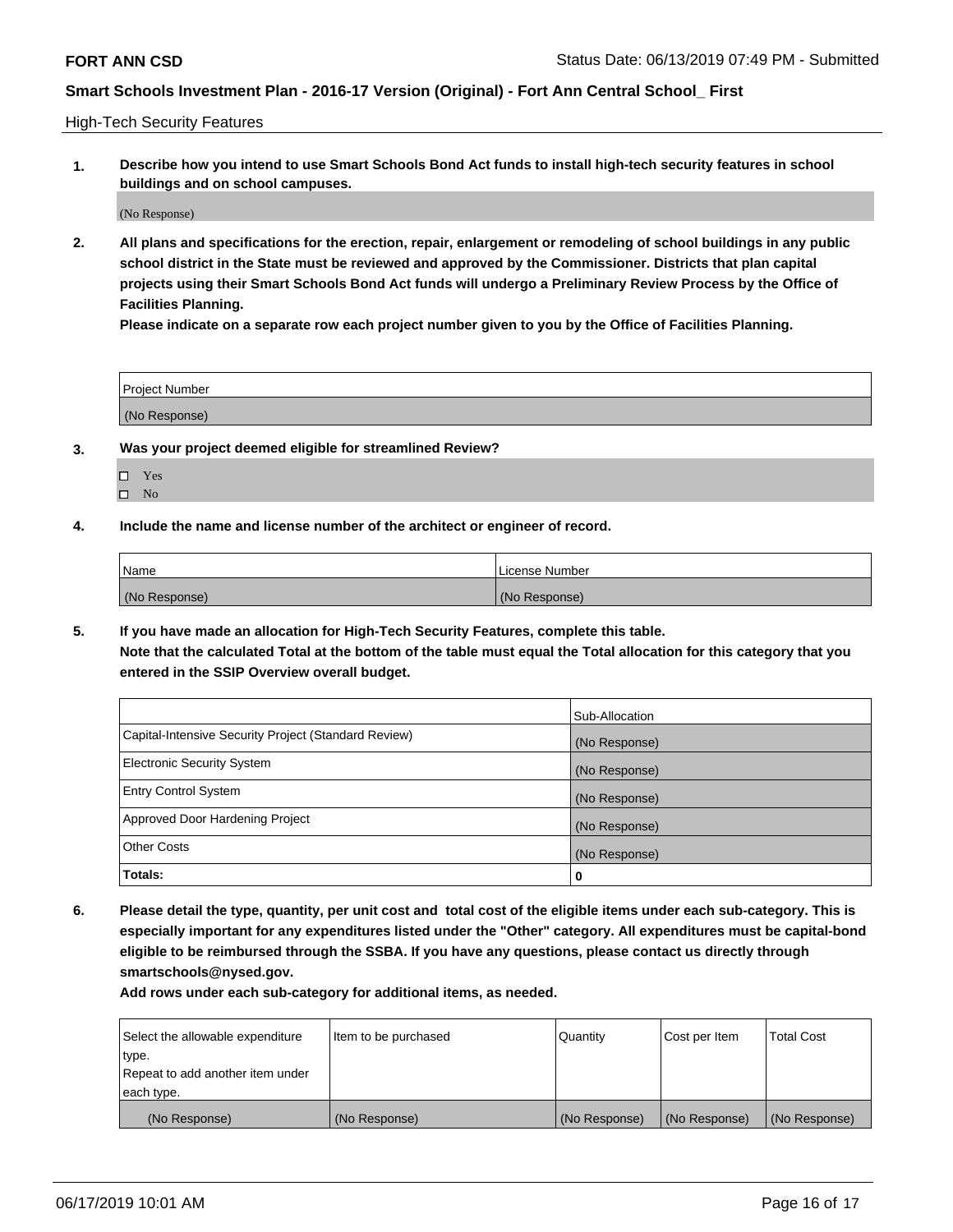High-Tech Security Features

**1. Describe how you intend to use Smart Schools Bond Act funds to install high-tech security features in school buildings and on school campuses.**

(No Response)

**2. All plans and specifications for the erection, repair, enlargement or remodeling of school buildings in any public school district in the State must be reviewed and approved by the Commissioner. Districts that plan capital projects using their Smart Schools Bond Act funds will undergo a Preliminary Review Process by the Office of Facilities Planning.**

**Please indicate on a separate row each project number given to you by the Office of Facilities Planning.**

| Project Number |
| --- |
| (No Response) |

**3. Was your project deemed eligible for streamlined Review?**

- ☐ Yes
- ☐ No

**4. Include the name and license number of the architect or engineer of record.**

| Name | License Number |
| --- | --- |
| (No Response) | (No Response) |

**5. If you have made an allocation for High-Tech Security Features, complete this table.**
**Note that the calculated Total at the bottom of the table must equal the Total allocation for this category that you entered in the SSIP Overview overall budget.**

| | Sub-Allocation |
| --- | --- |
| Capital-Intensive Security Project (Standard Review) | (No Response) |
| Electronic Security System | (No Response) |
| Entry Control System | (No Response) |
| Approved Door Hardening Project | (No Response) |
| Other Costs | (No Response) |
| **Totals:** | **0** |

**6. Please detail the type, quantity, per unit cost and total cost of the eligible items under each sub-category. This is especially important for any expenditures listed under the "Other" category. All expenditures must be capital-bond eligible to be reimbursed through the SSBA. If you have any questions, please contact us directly through smartschools@nysed.gov.**

**Add rows under each sub-category for additional items, as needed.**

| Select the allowable expenditure type. Repeat to add another item under each type. | Item to be purchased | Quantity | Cost per Item | Total Cost |
| --- | --- | --- | --- | --- |
| (No Response) | (No Response) | (No Response) | (No Response) | (No Response) |